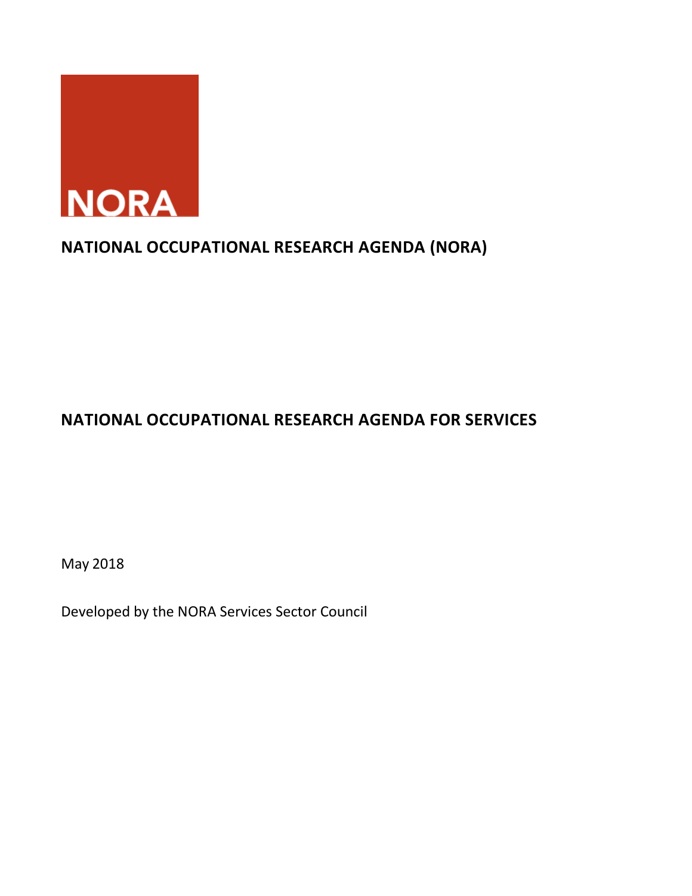NORA

# NATIONAL OCCUPATIONAL RESEARCH AGENDA (NORA)

## NATIONAL OCCUPATIONAL RESEARCH AGENDA FOR SERVICES

May 2018

Developed by the NORA Services Sector Council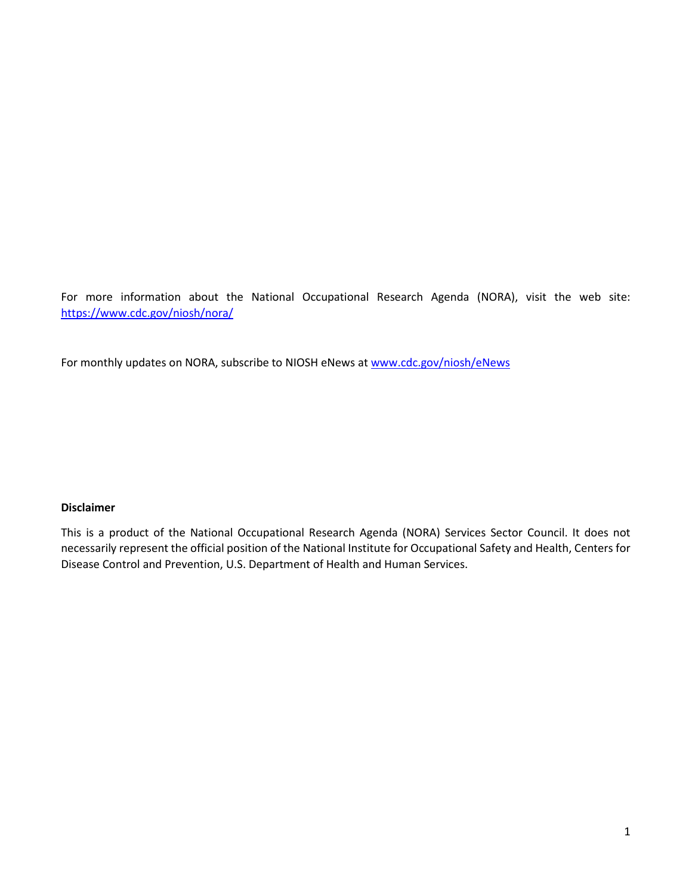For more information about the National Occupational Research Agenda (NORA), visit the web site: https://www.cdc.gov/niosh/nora/

For monthly updates on NORA, subscribe to NIOSH eNews at www.cdc.gov/niosh/eNews

**Disclaimer**

This is a product of the National Occupational Research Agenda (NORA) Services Sector Council. It does not necessarily represent the official position of the National Institute for Occupational Safety and Health, Centers for Disease Control and Prevention, U.S. Department of Health and Human Services.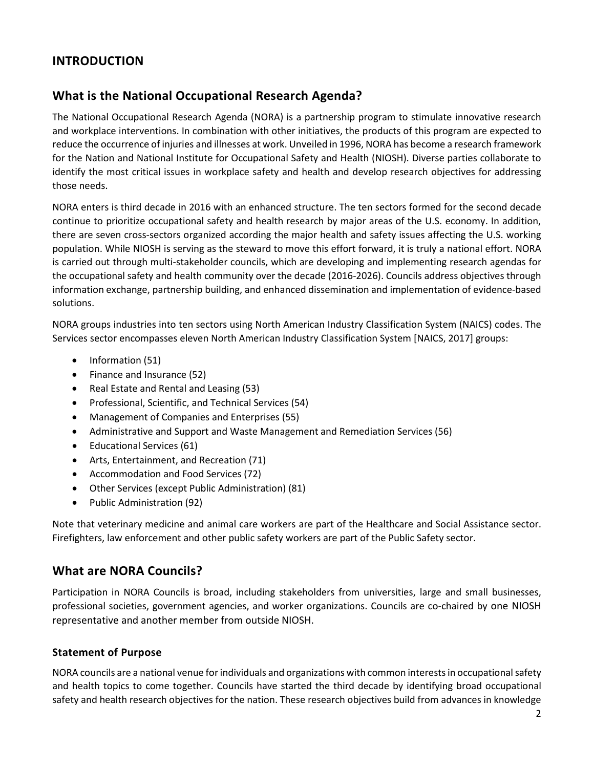## INTRODUCTION

## What is the National Occupational Research Agenda?

The National Occupational Research Agenda (NORA) is a partnership program to stimulate innovative research and workplace interventions. In combination with other initiatives, the products of this program are expected to reduce the occurrence of injuries and illnesses at work. Unveiled in 1996, NORA has become a research framework for the Nation and National Institute for Occupational Safety and Health (NIOSH). Diverse parties collaborate to identify the most critical issues in workplace safety and health and develop research objectives for addressing those needs.

NORA enters is third decade in 2016 with an enhanced structure. The ten sectors formed for the second decade continue to prioritize occupational safety and health research by major areas of the U.S. economy. In addition, there are seven cross-sectors organized according the major health and safety issues affecting the U.S. working population. While NIOSH is serving as the steward to move this effort forward, it is truly a national effort. NORA is carried out through multi-stakeholder councils, which are developing and implementing research agendas for the occupational safety and health community over the decade (2016-2026). Councils address objectives through information exchange, partnership building, and enhanced dissemination and implementation of evidence-based solutions.

NORA groups industries into ten sectors using North American Industry Classification System (NAICS) codes. The Services sector encompasses eleven North American Industry Classification System [NAICS, 2017] groups:

- Information (51)
- Finance and Insurance (52)
- Real Estate and Rental and Leasing (53)
- Professional, Scientific, and Technical Services (54)
- Management of Companies and Enterprises (55)
- Administrative and Support and Waste Management and Remediation Services (56)
- Educational Services (61)
- Arts, Entertainment, and Recreation (71)
- Accommodation and Food Services (72)
- Other Services (except Public Administration) (81)
- Public Administration (92)

Note that veterinary medicine and animal care workers are part of the Healthcare and Social Assistance sector. Firefighters, law enforcement and other public safety workers are part of the Public Safety sector.

## What are NORA Councils?

Participation in NORA Councils is broad, including stakeholders from universities, large and small businesses, professional societies, government agencies, and worker organizations. Councils are co-chaired by one NIOSH representative and another member from outside NIOSH.

### Statement of Purpose

NORA councils are a national venue for individuals and organizations with common interests in occupational safety and health topics to come together. Councils have started the third decade by identifying broad occupational safety and health research objectives for the nation. These research objectives build from advances in knowledge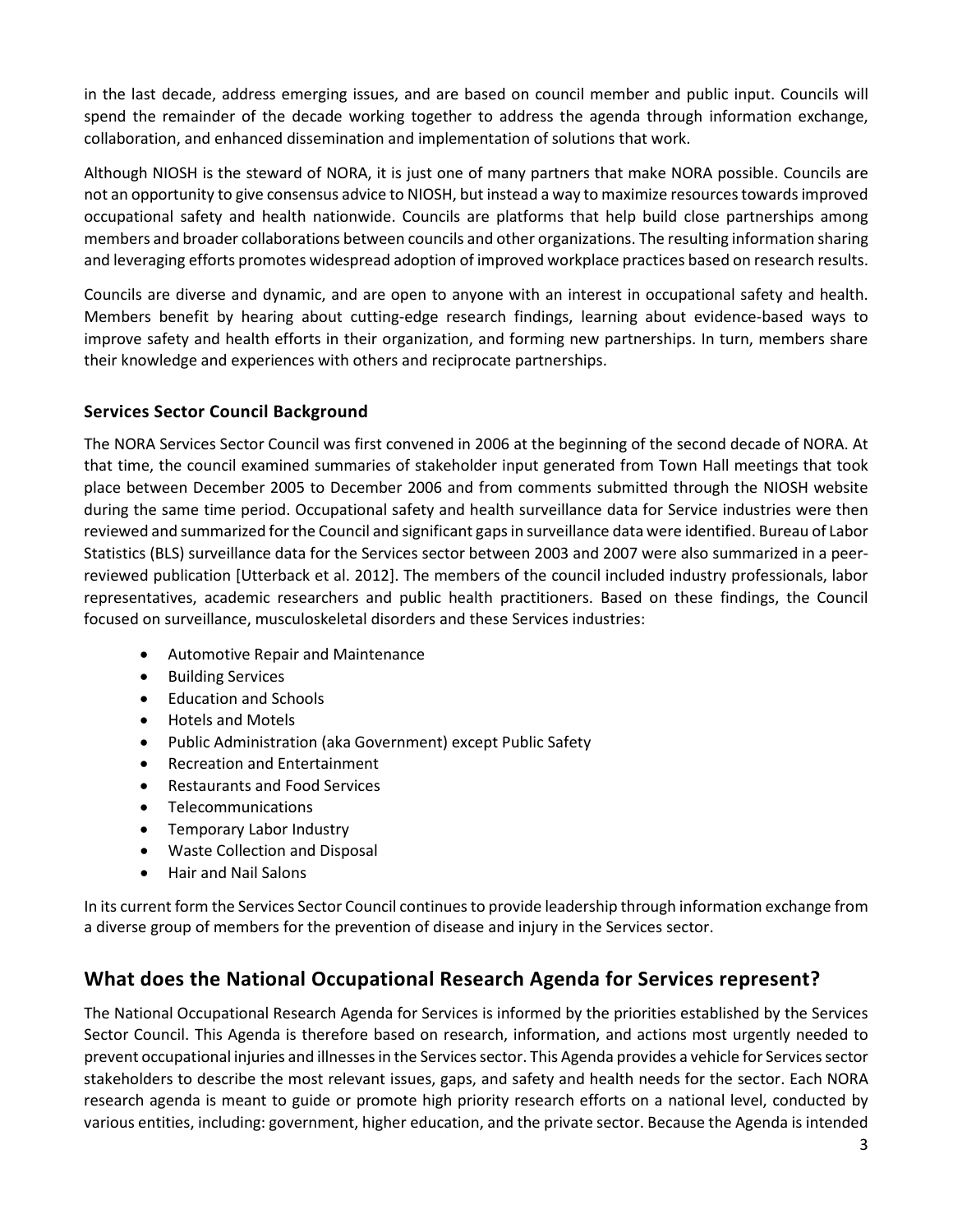in the last decade, address emerging issues, and are based on council member and public input. Councils will spend the remainder of the decade working together to address the agenda through information exchange, collaboration, and enhanced dissemination and implementation of solutions that work.

Although NIOSH is the steward of NORA, it is just one of many partners that make NORA possible. Councils are not an opportunity to give consensus advice to NIOSH, but instead a way to maximize resources towards improved occupational safety and health nationwide. Councils are platforms that help build close partnerships among members and broader collaborations between councils and other organizations. The resulting information sharing and leveraging efforts promotes widespread adoption of improved workplace practices based on research results.

Councils are diverse and dynamic, and are open to anyone with an interest in occupational safety and health. Members benefit by hearing about cutting-edge research findings, learning about evidence-based ways to improve safety and health efforts in their organization, and forming new partnerships. In turn, members share their knowledge and experiences with others and reciprocate partnerships.

### Services Sector Council Background

The NORA Services Sector Council was first convened in 2006 at the beginning of the second decade of NORA. At that time, the council examined summaries of stakeholder input generated from Town Hall meetings that took place between December 2005 to December 2006 and from comments submitted through the NIOSH website during the same time period. Occupational safety and health surveillance data for Service industries were then reviewed and summarized for the Council and significant gaps in surveillance data were identified. Bureau of Labor Statistics (BLS) surveillance data for the Services sector between 2003 and 2007 were also summarized in a peer-reviewed publication [Utterback et al. 2012]. The members of the council included industry professionals, labor representatives, academic researchers and public health practitioners. Based on these findings, the Council focused on surveillance, musculoskeletal disorders and these Services industries:

- Automotive Repair and Maintenance
- Building Services
- Education and Schools
- Hotels and Motels
- Public Administration (aka Government) except Public Safety
- Recreation and Entertainment
- Restaurants and Food Services
- Telecommunications
- Temporary Labor Industry
- Waste Collection and Disposal
- Hair and Nail Salons

In its current form the Services Sector Council continues to provide leadership through information exchange from a diverse group of members for the prevention of disease and injury in the Services sector.

## What does the National Occupational Research Agenda for Services represent?

The National Occupational Research Agenda for Services is informed by the priorities established by the Services Sector Council. This Agenda is therefore based on research, information, and actions most urgently needed to prevent occupational injuries and illnesses in the Services sector. This Agenda provides a vehicle for Services sector stakeholders to describe the most relevant issues, gaps, and safety and health needs for the sector. Each NORA research agenda is meant to guide or promote high priority research efforts on a national level, conducted by various entities, including: government, higher education, and the private sector. Because the Agenda is intended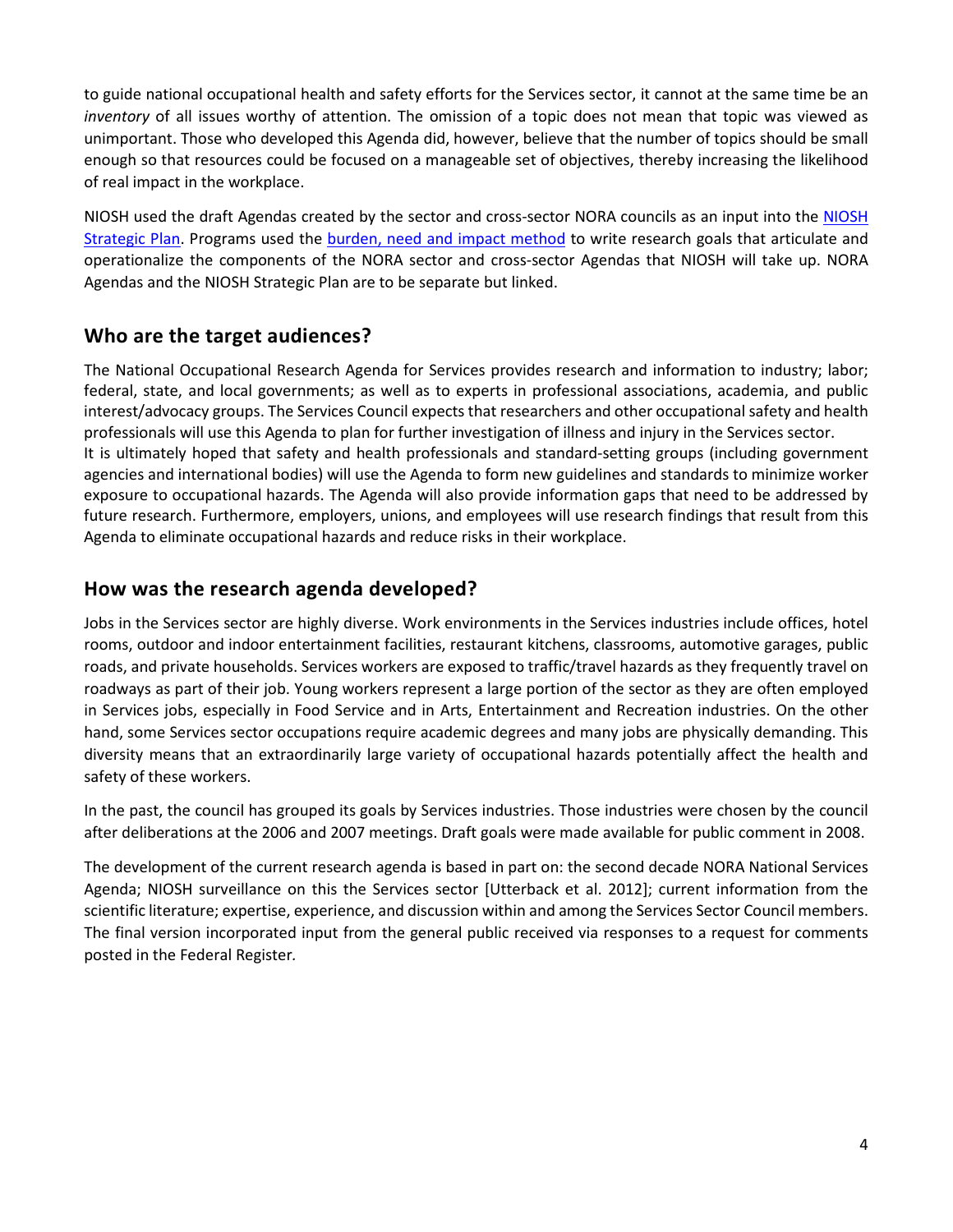to guide national occupational health and safety efforts for the Services sector, it cannot at the same time be an *inventory* of all issues worthy of attention. The omission of a topic does not mean that topic was viewed as unimportant. Those who developed this Agenda did, however, believe that the number of topics should be small enough so that resources could be focused on a manageable set of objectives, thereby increasing the likelihood of real impact in the workplace.

NIOSH used the draft Agendas created by the sector and cross-sector NORA councils as an input into the NIOSH Strategic Plan. Programs used the burden, need and impact method to write research goals that articulate and operationalize the components of the NORA sector and cross-sector Agendas that NIOSH will take up. NORA Agendas and the NIOSH Strategic Plan are to be separate but linked.

## Who are the target audiences?

The National Occupational Research Agenda for Services provides research and information to industry; labor; federal, state, and local governments; as well as to experts in professional associations, academia, and public interest/advocacy groups. The Services Council expects that researchers and other occupational safety and health professionals will use this Agenda to plan for further investigation of illness and injury in the Services sector.
It is ultimately hoped that safety and health professionals and standard-setting groups (including government agencies and international bodies) will use the Agenda to form new guidelines and standards to minimize worker exposure to occupational hazards. The Agenda will also provide information gaps that need to be addressed by future research. Furthermore, employers, unions, and employees will use research findings that result from this Agenda to eliminate occupational hazards and reduce risks in their workplace.

## How was the research agenda developed?

Jobs in the Services sector are highly diverse. Work environments in the Services industries include offices, hotel rooms, outdoor and indoor entertainment facilities, restaurant kitchens, classrooms, automotive garages, public roads, and private households. Services workers are exposed to traffic/travel hazards as they frequently travel on roadways as part of their job. Young workers represent a large portion of the sector as they are often employed in Services jobs, especially in Food Service and in Arts, Entertainment and Recreation industries. On the other hand, some Services sector occupations require academic degrees and many jobs are physically demanding. This diversity means that an extraordinarily large variety of occupational hazards potentially affect the health and safety of these workers.

In the past, the council has grouped its goals by Services industries. Those industries were chosen by the council after deliberations at the 2006 and 2007 meetings. Draft goals were made available for public comment in 2008.

The development of the current research agenda is based in part on: the second decade NORA National Services Agenda; NIOSH surveillance on this the Services sector [Utterback et al. 2012]; current information from the scientific literature; expertise, experience, and discussion within and among the Services Sector Council members. The final version incorporated input from the general public received via responses to a request for comments posted in the Federal Register.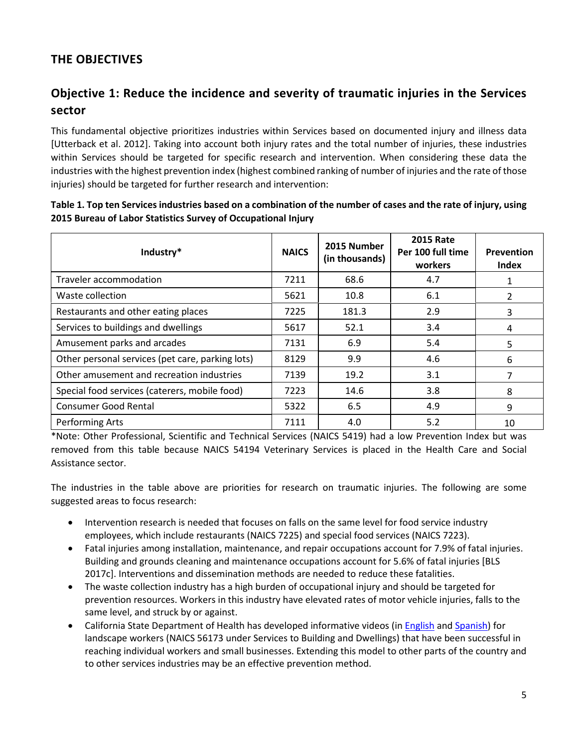## THE OBJECTIVES

### Objective 1: Reduce the incidence and severity of traumatic injuries in the Services sector

This fundamental objective prioritizes industries within Services based on documented injury and illness data [Utterback et al. 2012]. Taking into account both injury rates and the total number of injuries, these industries within Services should be targeted for specific research and intervention. When considering these data the industries with the highest prevention index (highest combined ranking of number of injuries and the rate of those injuries) should be targeted for further research and intervention:

**Table 1. Top ten Services industries based on a combination of the number of cases and the rate of injury, using 2015 Bureau of Labor Statistics Survey of Occupational Injury**

| Industry* | NAICS | 2015 Number (in thousands) | 2015 Rate Per 100 full time workers | Prevention Index |
|---|---|---|---|---|
| Traveler accommodation | 7211 | 68.6 | 4.7 | 1 |
| Waste collection | 5621 | 10.8 | 6.1 | 2 |
| Restaurants and other eating places | 7225 | 181.3 | 2.9 | 3 |
| Services to buildings and dwellings | 5617 | 52.1 | 3.4 | 4 |
| Amusement parks and arcades | 7131 | 6.9 | 5.4 | 5 |
| Other personal services (pet care, parking lots) | 8129 | 9.9 | 4.6 | 6 |
| Other amusement and recreation industries | 7139 | 19.2 | 3.1 | 7 |
| Special food services (caterers, mobile food) | 7223 | 14.6 | 3.8 | 8 |
| Consumer Good Rental | 5322 | 6.5 | 4.9 | 9 |
| Performing Arts | 7111 | 4.0 | 5.2 | 10 |

*Note: Other Professional, Scientific and Technical Services (NAICS 5419) had a low Prevention Index but was removed from this table because NAICS 54194 Veterinary Services is placed in the Health Care and Social Assistance sector.

The industries in the table above are priorities for research on traumatic injuries. The following are some suggested areas to focus research:

- Intervention research is needed that focuses on falls on the same level for food service industry employees, which include restaurants (NAICS 7225) and special food services (NAICS 7223).
- Fatal injuries among installation, maintenance, and repair occupations account for 7.9% of fatal injuries. Building and grounds cleaning and maintenance occupations account for 5.6% of fatal injuries [BLS 2017c]. Interventions and dissemination methods are needed to reduce these fatalities.
- The waste collection industry has a high burden of occupational injury and should be targeted for prevention resources. Workers in this industry have elevated rates of motor vehicle injuries, falls to the same level, and struck by or against.
- California State Department of Health has developed informative videos (in English and Spanish) for landscape workers (NAICS 56173 under Services to Building and Dwellings) that have been successful in reaching individual workers and small businesses. Extending this model to other parts of the country and to other services industries may be an effective prevention method.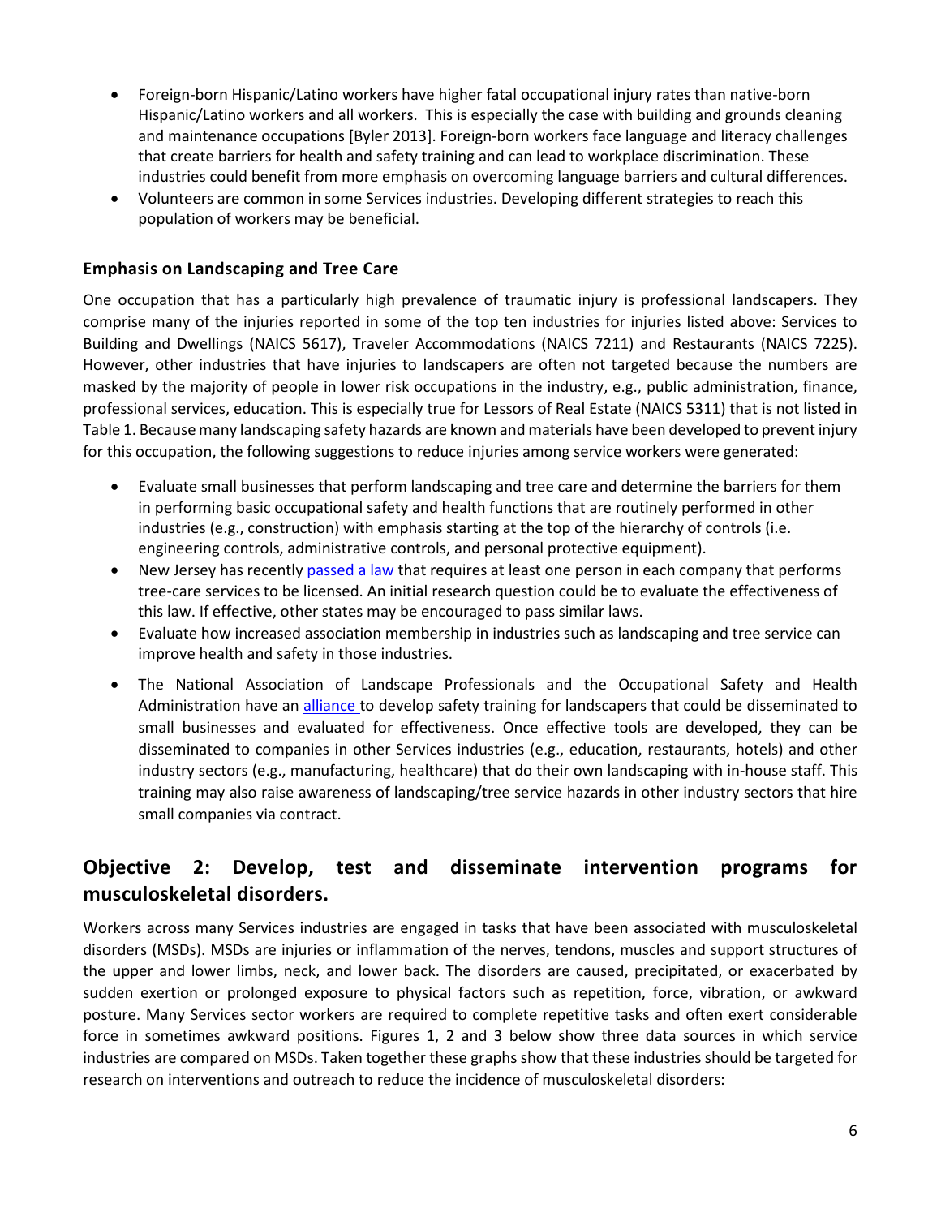- Foreign-born Hispanic/Latino workers have higher fatal occupational injury rates than native-born Hispanic/Latino workers and all workers. This is especially the case with building and grounds cleaning and maintenance occupations [Byler 2013]. Foreign-born workers face language and literacy challenges that create barriers for health and safety training and can lead to workplace discrimination. These industries could benefit from more emphasis on overcoming language barriers and cultural differences.
- Volunteers are common in some Services industries. Developing different strategies to reach this population of workers may be beneficial.

### Emphasis on Landscaping and Tree Care

One occupation that has a particularly high prevalence of traumatic injury is professional landscapers. They comprise many of the injuries reported in some of the top ten industries for injuries listed above: Services to Building and Dwellings (NAICS 5617), Traveler Accommodations (NAICS 7211) and Restaurants (NAICS 7225). However, other industries that have injuries to landscapers are often not targeted because the numbers are masked by the majority of people in lower risk occupations in the industry, e.g., public administration, finance, professional services, education. This is especially true for Lessors of Real Estate (NAICS 5311) that is not listed in Table 1. Because many landscaping safety hazards are known and materials have been developed to prevent injury for this occupation, the following suggestions to reduce injuries among service workers were generated:

- Evaluate small businesses that perform landscaping and tree care and determine the barriers for them in performing basic occupational safety and health functions that are routinely performed in other industries (e.g., construction) with emphasis starting at the top of the hierarchy of controls (i.e. engineering controls, administrative controls, and personal protective equipment).
- New Jersey has recently passed a law that requires at least one person in each company that performs tree-care services to be licensed. An initial research question could be to evaluate the effectiveness of this law. If effective, other states may be encouraged to pass similar laws.
- Evaluate how increased association membership in industries such as landscaping and tree service can improve health and safety in those industries.
- The National Association of Landscape Professionals and the Occupational Safety and Health Administration have an alliance to develop safety training for landscapers that could be disseminated to small businesses and evaluated for effectiveness. Once effective tools are developed, they can be disseminated to companies in other Services industries (e.g., education, restaurants, hotels) and other industry sectors (e.g., manufacturing, healthcare) that do their own landscaping with in-house staff. This training may also raise awareness of landscaping/tree service hazards in other industry sectors that hire small companies via contract.

## Objective 2: Develop, test and disseminate intervention programs for musculoskeletal disorders.

Workers across many Services industries are engaged in tasks that have been associated with musculoskeletal disorders (MSDs). MSDs are injuries or inflammation of the nerves, tendons, muscles and support structures of the upper and lower limbs, neck, and lower back. The disorders are caused, precipitated, or exacerbated by sudden exertion or prolonged exposure to physical factors such as repetition, force, vibration, or awkward posture. Many Services sector workers are required to complete repetitive tasks and often exert considerable force in sometimes awkward positions. Figures 1, 2 and 3 below show three data sources in which service industries are compared on MSDs. Taken together these graphs show that these industries should be targeted for research on interventions and outreach to reduce the incidence of musculoskeletal disorders: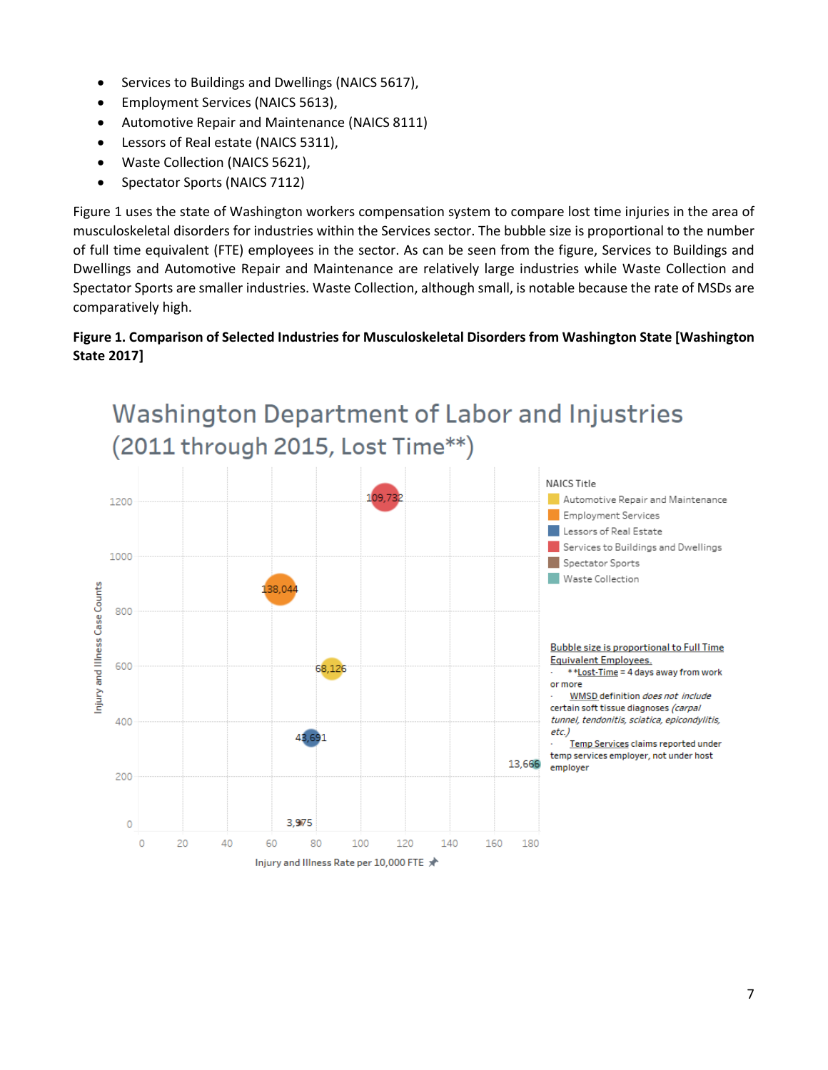- Services to Buildings and Dwellings (NAICS 5617),
- Employment Services (NAICS 5613),
- Automotive Repair and Maintenance (NAICS 8111)
- Lessors of Real estate (NAICS 5311),
- Waste Collection (NAICS 5621),
- Spectator Sports (NAICS 7112)

Figure 1 uses the state of Washington workers compensation system to compare lost time injuries in the area of musculoskeletal disorders for industries within the Services sector. The bubble size is proportional to the number of full time equivalent (FTE) employees in the sector. As can be seen from the figure, Services to Buildings and Dwellings and Automotive Repair and Maintenance are relatively large industries while Waste Collection and Spectator Sports are smaller industries. Waste Collection, although small, is notable because the rate of MSDs are comparatively high.

**Figure 1. Comparison of Selected Industries for Musculoskeletal Disorders from Washington State [Washington State 2017]**

Washington Department of Labor and Injustries (2011 through 2015, Lost Time**)

NAICS Title: Automotive Repair and Maintenance; Employment Services; Lessors of Real Estate; Services to Buildings and Dwellings; Spectator Sports; Waste Collection

Bubble size is proportional to Full Time Equivalent Employees.
- **Lost-Time = 4 days away from work or more
- WMSD definition *does not include* certain soft tissue diagnoses *(carpal tunnel, tendonitis, sciatica, epicondylitis, etc.)*
- Temp Services claims reported under temp services employer, not under host employer

Y-axis: Injury and Illness Case Counts; X-axis: Injury and Illness Rate per 10,000 FTE

Bubble labels: 109,732; 138,044; 68,126; 43,691; 13,666; 3,975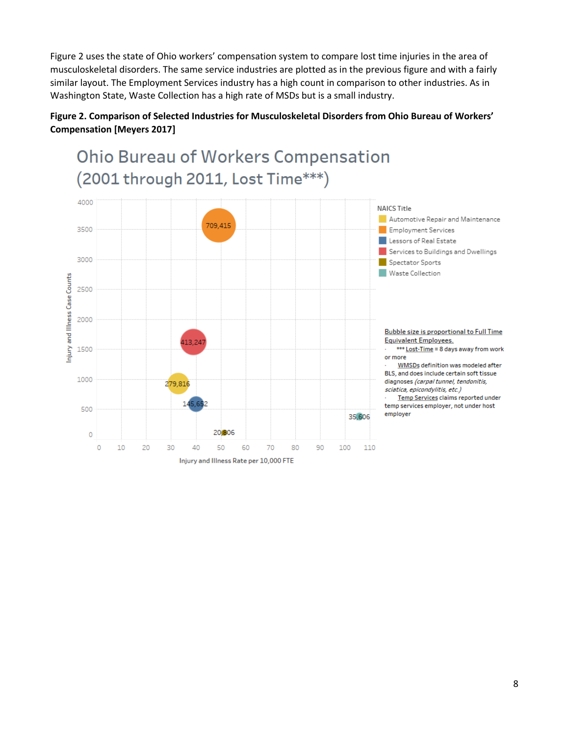Figure 2 uses the state of Ohio workers' compensation system to compare lost time injuries in the area of musculoskeletal disorders. The same service industries are plotted as in the previous figure and with a fairly similar layout. The Employment Services industry has a high count in comparison to other industries. As in Washington State, Waste Collection has a high rate of MSDs but is a small industry.

**Figure 2. Comparison of Selected Industries for Musculoskeletal Disorders from Ohio Bureau of Workers' Compensation [Meyers 2017]**

Ohio Bureau of Workers Compensation (2001 through 2011, Lost Time***)

NAICS Title
- Automotive Repair and Maintenance
- Employment Services
- Lessors of Real Estate
- Services to Buildings and Dwellings
- Spectator Sports
- Waste Collection

Bubble size is proportional to Full Time Equivalent Employees.

- *** Lost-Time = 8 days away from work or more
- WMSDs definition was modeled after BLS, and does include certain soft tissue diagnoses *(carpal tunnel, tendonitis, sciatica, epicondylitis, etc.)*
- Temp Services claims reported under temp services employer, not under host employer

Y-axis: Injury and Illness Case Counts (0–4000)
X-axis: Injury and Illness Rate per 10,000 FTE (0–110)

Bubble labels: 709,415; 413,247; 279,816; 145,652; 35,606; 20,806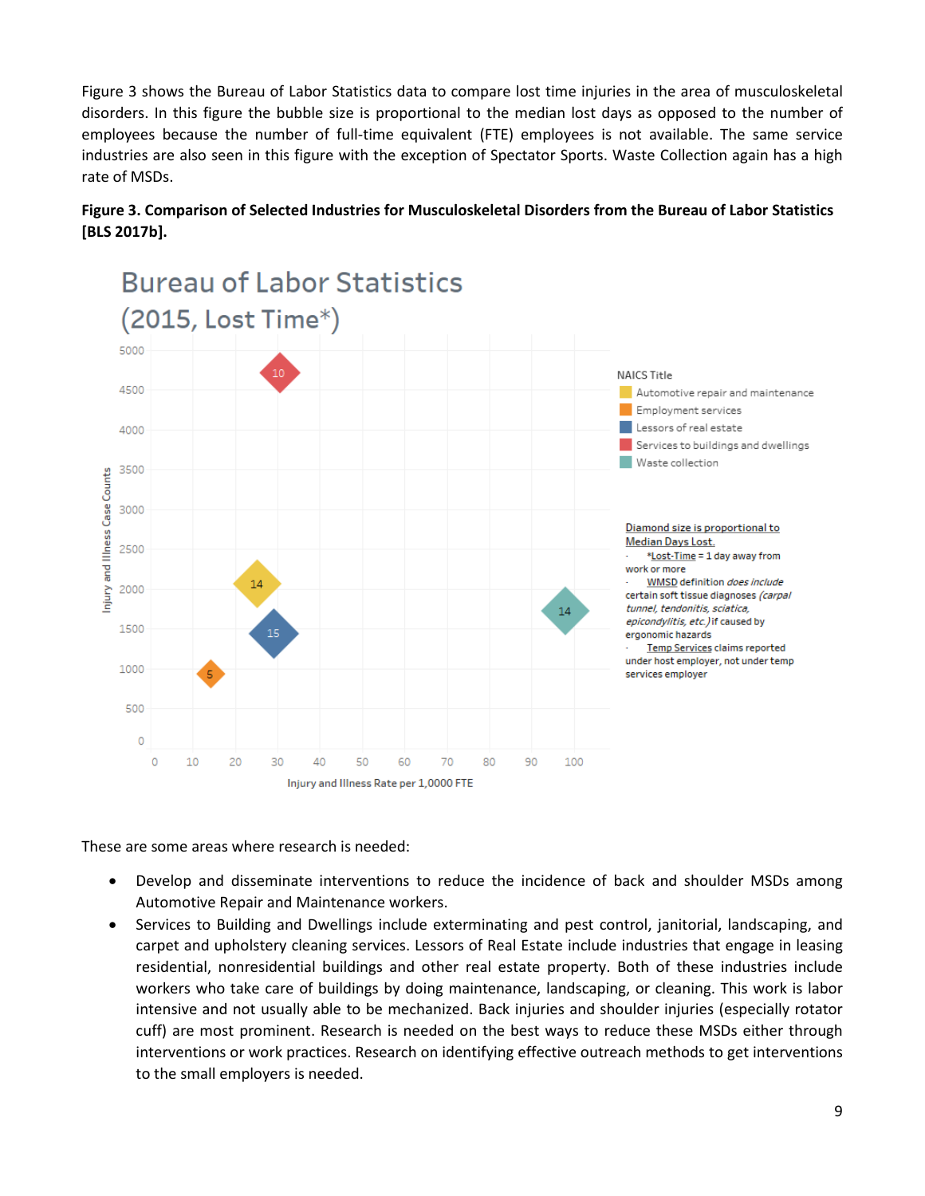Figure 3 shows the Bureau of Labor Statistics data to compare lost time injuries in the area of musculoskeletal disorders. In this figure the bubble size is proportional to the median lost days as opposed to the number of employees because the number of full-time equivalent (FTE) employees is not available. The same service industries are also seen in this figure with the exception of Spectator Sports. Waste Collection again has a high rate of MSDs.

**Figure 3. Comparison of Selected Industries for Musculoskeletal Disorders from the Bureau of Labor Statistics [BLS 2017b].**

Bureau of Labor Statistics (2015, Lost Time*)

NAICS Title
- Automotive repair and maintenance
- Employment services
- Lessors of real estate
- Services to buildings and dwellings
- Waste collection

Diamond size is proportional to Median Days Lost.
- *Lost-Time = 1 day away from work or more
- WMSD definition *does include* certain soft tissue diagnoses *(carpal tunnel, tendonitis, sciatica, epicondylitis, etc.)* if caused by ergonomic hazards
- Temp Services claims reported under host employer, not under temp services employer

Injury and Illness Case Counts

Injury and Illness Rate per 1,0000 FTE

These are some areas where research is needed:

- Develop and disseminate interventions to reduce the incidence of back and shoulder MSDs among Automotive Repair and Maintenance workers.
- Services to Building and Dwellings include exterminating and pest control, janitorial, landscaping, and carpet and upholstery cleaning services. Lessors of Real Estate include industries that engage in leasing residential, nonresidential buildings and other real estate property. Both of these industries include workers who take care of buildings by doing maintenance, landscaping, or cleaning. This work is labor intensive and not usually able to be mechanized. Back injuries and shoulder injuries (especially rotator cuff) are most prominent. Research is needed on the best ways to reduce these MSDs either through interventions or work practices. Research on identifying effective outreach methods to get interventions to the small employers is needed.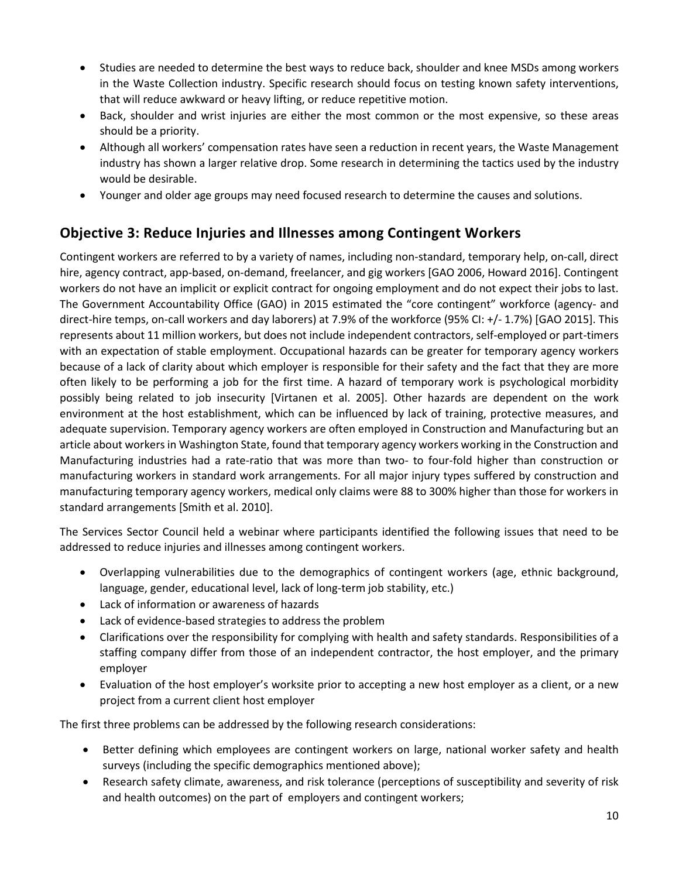- Studies are needed to determine the best ways to reduce back, shoulder and knee MSDs among workers in the Waste Collection industry. Specific research should focus on testing known safety interventions, that will reduce awkward or heavy lifting, or reduce repetitive motion.
- Back, shoulder and wrist injuries are either the most common or the most expensive, so these areas should be a priority.
- Although all workers' compensation rates have seen a reduction in recent years, the Waste Management industry has shown a larger relative drop. Some research in determining the tactics used by the industry would be desirable.
- Younger and older age groups may need focused research to determine the causes and solutions.

## Objective 3: Reduce Injuries and Illnesses among Contingent Workers

Contingent workers are referred to by a variety of names, including non-standard, temporary help, on-call, direct hire, agency contract, app-based, on-demand, freelancer, and gig workers [GAO 2006, Howard 2016]. Contingent workers do not have an implicit or explicit contract for ongoing employment and do not expect their jobs to last. The Government Accountability Office (GAO) in 2015 estimated the "core contingent" workforce (agency- and direct-hire temps, on-call workers and day laborers) at 7.9% of the workforce (95% CI: +/- 1.7%) [GAO 2015]. This represents about 11 million workers, but does not include independent contractors, self-employed or part-timers with an expectation of stable employment. Occupational hazards can be greater for temporary agency workers because of a lack of clarity about which employer is responsible for their safety and the fact that they are more often likely to be performing a job for the first time. A hazard of temporary work is psychological morbidity possibly being related to job insecurity [Virtanen et al. 2005]. Other hazards are dependent on the work environment at the host establishment, which can be influenced by lack of training, protective measures, and adequate supervision. Temporary agency workers are often employed in Construction and Manufacturing but an article about workers in Washington State, found that temporary agency workers working in the Construction and Manufacturing industries had a rate-ratio that was more than two- to four-fold higher than construction or manufacturing workers in standard work arrangements. For all major injury types suffered by construction and manufacturing temporary agency workers, medical only claims were 88 to 300% higher than those for workers in standard arrangements [Smith et al. 2010].

The Services Sector Council held a webinar where participants identified the following issues that need to be addressed to reduce injuries and illnesses among contingent workers.

- Overlapping vulnerabilities due to the demographics of contingent workers (age, ethnic background, language, gender, educational level, lack of long-term job stability, etc.)
- Lack of information or awareness of hazards
- Lack of evidence-based strategies to address the problem
- Clarifications over the responsibility for complying with health and safety standards. Responsibilities of a staffing company differ from those of an independent contractor, the host employer, and the primary employer
- Evaluation of the host employer's worksite prior to accepting a new host employer as a client, or a new project from a current client host employer

The first three problems can be addressed by the following research considerations:

- Better defining which employees are contingent workers on large, national worker safety and health surveys (including the specific demographics mentioned above);
- Research safety climate, awareness, and risk tolerance (perceptions of susceptibility and severity of risk and health outcomes) on the part of employers and contingent workers;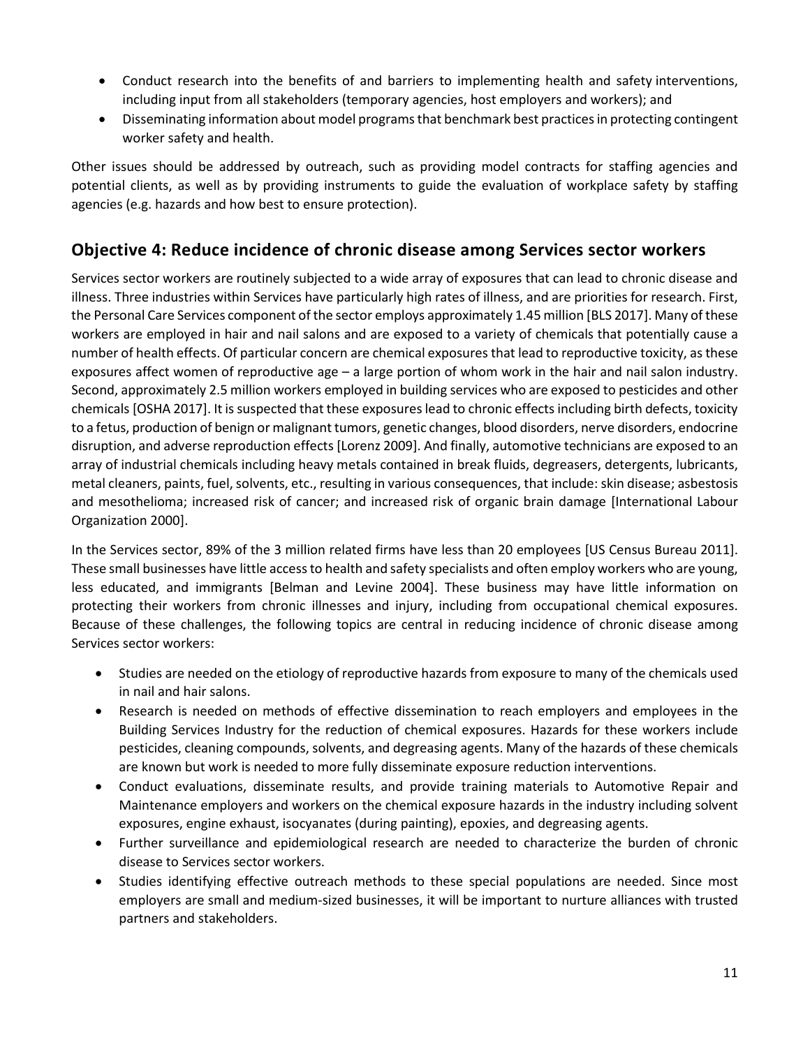- Conduct research into the benefits of and barriers to implementing health and safety interventions, including input from all stakeholders (temporary agencies, host employers and workers); and
- Disseminating information about model programs that benchmark best practices in protecting contingent worker safety and health.

Other issues should be addressed by outreach, such as providing model contracts for staffing agencies and potential clients, as well as by providing instruments to guide the evaluation of workplace safety by staffing agencies (e.g. hazards and how best to ensure protection).

## Objective 4: Reduce incidence of chronic disease among Services sector workers

Services sector workers are routinely subjected to a wide array of exposures that can lead to chronic disease and illness. Three industries within Services have particularly high rates of illness, and are priorities for research. First, the Personal Care Services component of the sector employs approximately 1.45 million [BLS 2017]. Many of these workers are employed in hair and nail salons and are exposed to a variety of chemicals that potentially cause a number of health effects. Of particular concern are chemical exposures that lead to reproductive toxicity, as these exposures affect women of reproductive age – a large portion of whom work in the hair and nail salon industry. Second, approximately 2.5 million workers employed in building services who are exposed to pesticides and other chemicals [OSHA 2017]. It is suspected that these exposures lead to chronic effects including birth defects, toxicity to a fetus, production of benign or malignant tumors, genetic changes, blood disorders, nerve disorders, endocrine disruption, and adverse reproduction effects [Lorenz 2009]. And finally, automotive technicians are exposed to an array of industrial chemicals including heavy metals contained in break fluids, degreasers, detergents, lubricants, metal cleaners, paints, fuel, solvents, etc., resulting in various consequences, that include: skin disease; asbestosis and mesothelioma; increased risk of cancer; and increased risk of organic brain damage [International Labour Organization 2000].

In the Services sector, 89% of the 3 million related firms have less than 20 employees [US Census Bureau 2011]. These small businesses have little access to health and safety specialists and often employ workers who are young, less educated, and immigrants [Belman and Levine 2004]. These business may have little information on protecting their workers from chronic illnesses and injury, including from occupational chemical exposures. Because of these challenges, the following topics are central in reducing incidence of chronic disease among Services sector workers:

- Studies are needed on the etiology of reproductive hazards from exposure to many of the chemicals used in nail and hair salons.
- Research is needed on methods of effective dissemination to reach employers and employees in the Building Services Industry for the reduction of chemical exposures. Hazards for these workers include pesticides, cleaning compounds, solvents, and degreasing agents. Many of the hazards of these chemicals are known but work is needed to more fully disseminate exposure reduction interventions.
- Conduct evaluations, disseminate results, and provide training materials to Automotive Repair and Maintenance employers and workers on the chemical exposure hazards in the industry including solvent exposures, engine exhaust, isocyanates (during painting), epoxies, and degreasing agents.
- Further surveillance and epidemiological research are needed to characterize the burden of chronic disease to Services sector workers.
- Studies identifying effective outreach methods to these special populations are needed. Since most employers are small and medium-sized businesses, it will be important to nurture alliances with trusted partners and stakeholders.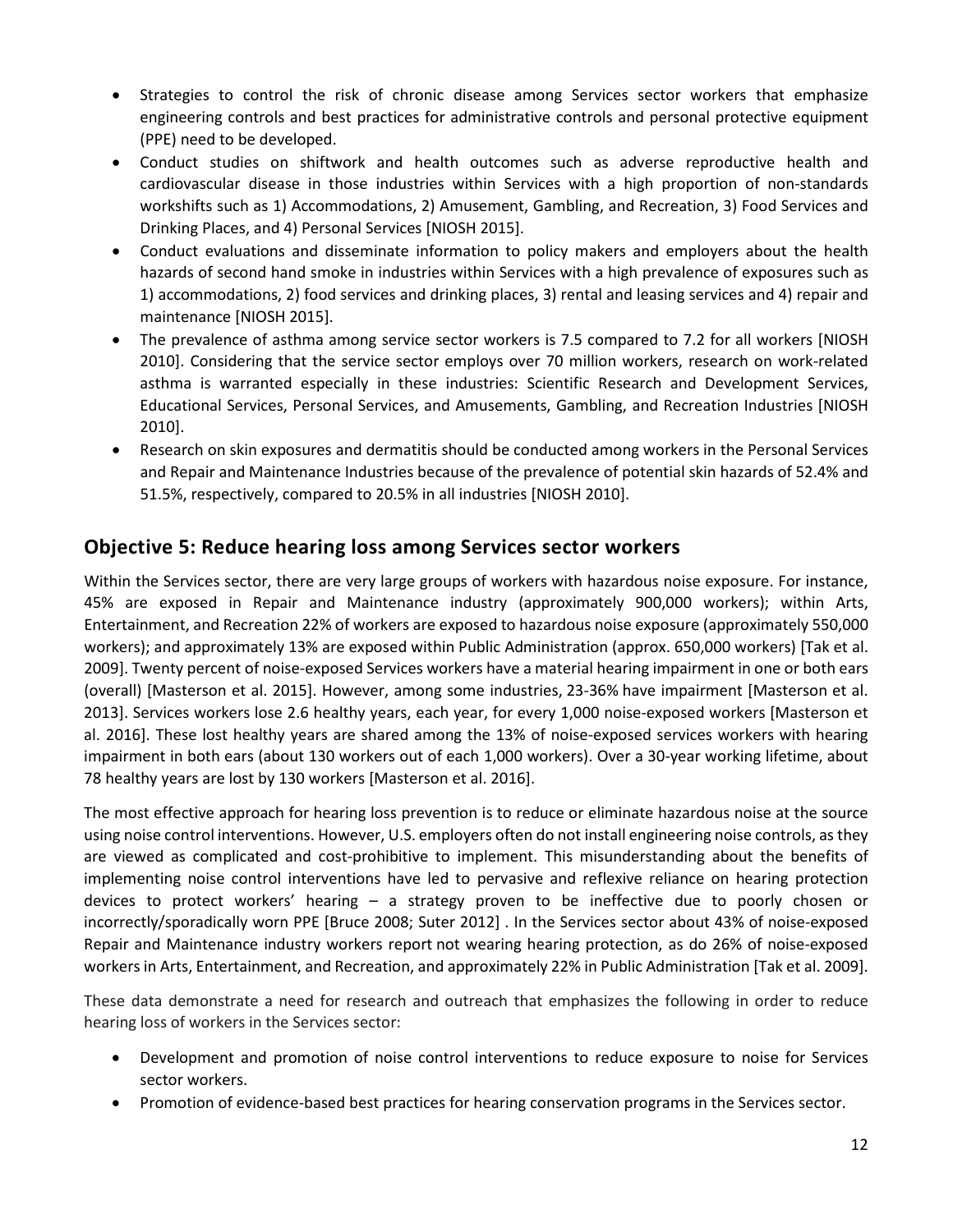- Strategies to control the risk of chronic disease among Services sector workers that emphasize engineering controls and best practices for administrative controls and personal protective equipment (PPE) need to be developed.
- Conduct studies on shiftwork and health outcomes such as adverse reproductive health and cardiovascular disease in those industries within Services with a high proportion of non-standards workshifts such as 1) Accommodations, 2) Amusement, Gambling, and Recreation, 3) Food Services and Drinking Places, and 4) Personal Services [NIOSH 2015].
- Conduct evaluations and disseminate information to policy makers and employers about the health hazards of second hand smoke in industries within Services with a high prevalence of exposures such as 1) accommodations, 2) food services and drinking places, 3) rental and leasing services and 4) repair and maintenance [NIOSH 2015].
- The prevalence of asthma among service sector workers is 7.5 compared to 7.2 for all workers [NIOSH 2010]. Considering that the service sector employs over 70 million workers, research on work-related asthma is warranted especially in these industries: Scientific Research and Development Services, Educational Services, Personal Services, and Amusements, Gambling, and Recreation Industries [NIOSH 2010].
- Research on skin exposures and dermatitis should be conducted among workers in the Personal Services and Repair and Maintenance Industries because of the prevalence of potential skin hazards of 52.4% and 51.5%, respectively, compared to 20.5% in all industries [NIOSH 2010].

## Objective 5: Reduce hearing loss among Services sector workers

Within the Services sector, there are very large groups of workers with hazardous noise exposure. For instance, 45% are exposed in Repair and Maintenance industry (approximately 900,000 workers); within Arts, Entertainment, and Recreation 22% of workers are exposed to hazardous noise exposure (approximately 550,000 workers); and approximately 13% are exposed within Public Administration (approx. 650,000 workers) [Tak et al. 2009]. Twenty percent of noise-exposed Services workers have a material hearing impairment in one or both ears (overall) [Masterson et al. 2015]. However, among some industries, 23-36% have impairment [Masterson et al. 2013]. Services workers lose 2.6 healthy years, each year, for every 1,000 noise-exposed workers [Masterson et al. 2016]. These lost healthy years are shared among the 13% of noise-exposed services workers with hearing impairment in both ears (about 130 workers out of each 1,000 workers). Over a 30-year working lifetime, about 78 healthy years are lost by 130 workers [Masterson et al. 2016].

The most effective approach for hearing loss prevention is to reduce or eliminate hazardous noise at the source using noise control interventions. However, U.S. employers often do not install engineering noise controls, as they are viewed as complicated and cost-prohibitive to implement. This misunderstanding about the benefits of implementing noise control interventions have led to pervasive and reflexive reliance on hearing protection devices to protect workers' hearing – a strategy proven to be ineffective due to poorly chosen or incorrectly/sporadically worn PPE [Bruce 2008; Suter 2012] . In the Services sector about 43% of noise-exposed Repair and Maintenance industry workers report not wearing hearing protection, as do 26% of noise-exposed workers in Arts, Entertainment, and Recreation, and approximately 22% in Public Administration [Tak et al. 2009].

These data demonstrate a need for research and outreach that emphasizes the following in order to reduce hearing loss of workers in the Services sector:

- Development and promotion of noise control interventions to reduce exposure to noise for Services sector workers.
- Promotion of evidence-based best practices for hearing conservation programs in the Services sector.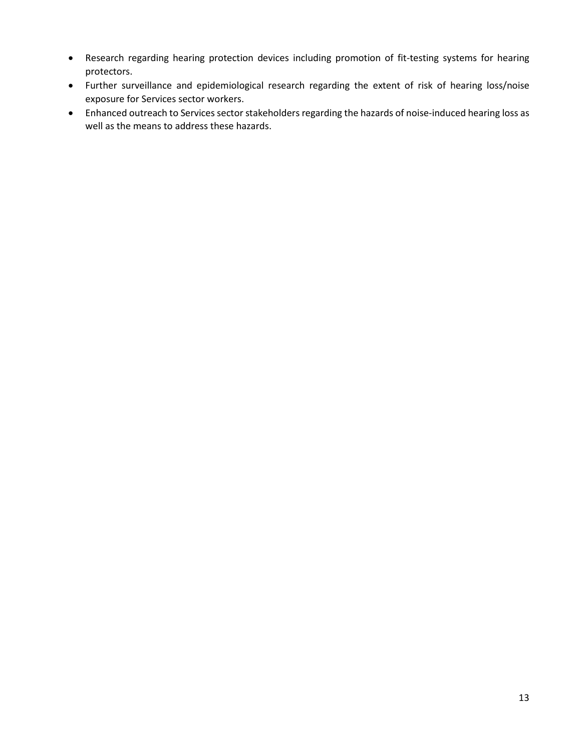- Research regarding hearing protection devices including promotion of fit-testing systems for hearing protectors.
- Further surveillance and epidemiological research regarding the extent of risk of hearing loss/noise exposure for Services sector workers.
- Enhanced outreach to Services sector stakeholders regarding the hazards of noise-induced hearing loss as well as the means to address these hazards.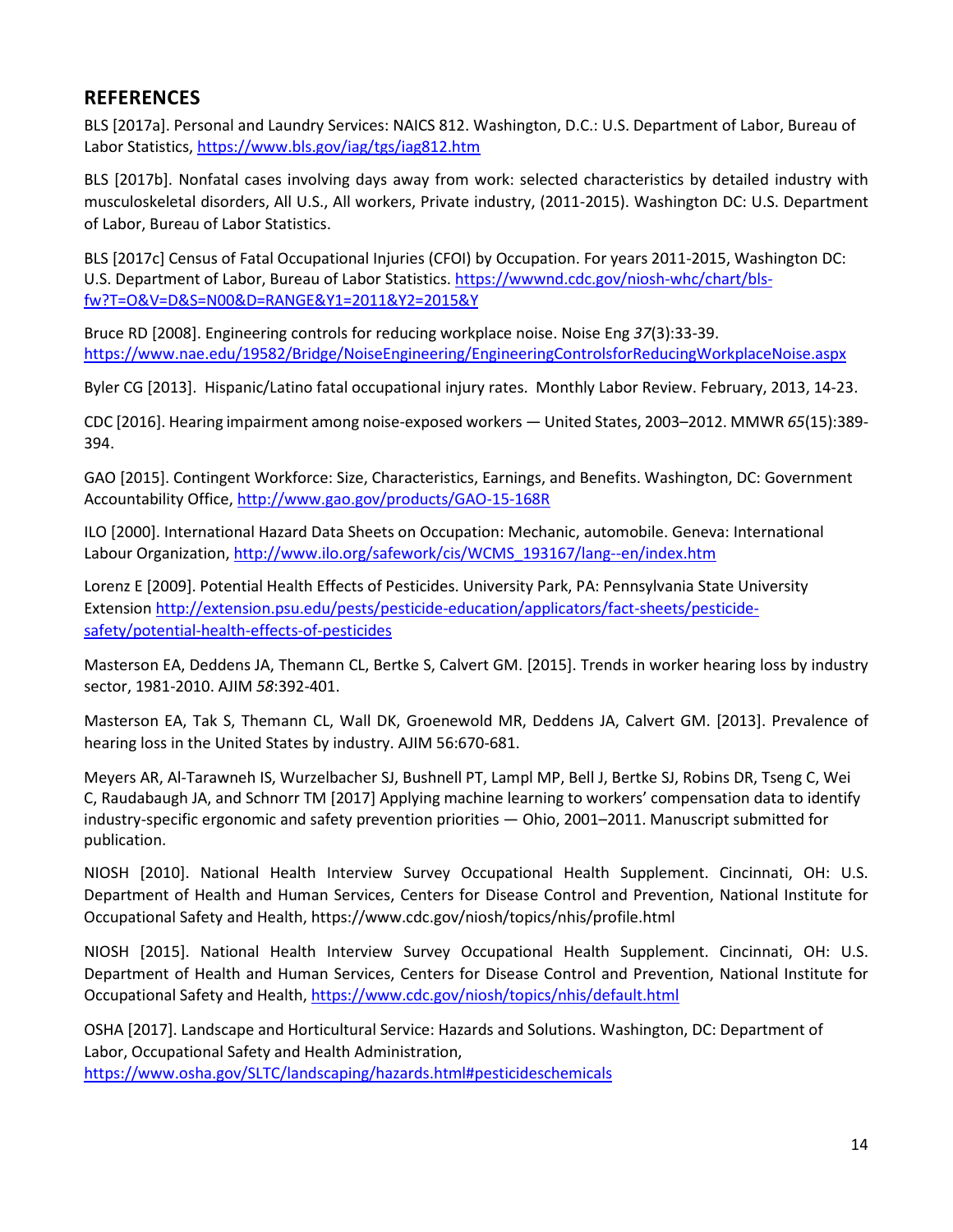## REFERENCES

BLS [2017a]. Personal and Laundry Services: NAICS 812. Washington, D.C.: U.S. Department of Labor, Bureau of Labor Statistics, https://www.bls.gov/iag/tgs/iag812.htm

BLS [2017b]. Nonfatal cases involving days away from work: selected characteristics by detailed industry with musculoskeletal disorders, All U.S., All workers, Private industry, (2011-2015). Washington DC: U.S. Department of Labor, Bureau of Labor Statistics.

BLS [2017c] Census of Fatal Occupational Injuries (CFOI) by Occupation. For years 2011-2015, Washington DC: U.S. Department of Labor, Bureau of Labor Statistics. https://wwwnd.cdc.gov/niosh-whc/chart/bls-fw?T=O&V=D&S=N00&D=RANGE&Y1=2011&Y2=2015&Y

Bruce RD [2008]. Engineering controls for reducing workplace noise. Noise Eng *37*(3):33-39. https://www.nae.edu/19582/Bridge/NoiseEngineering/EngineeringControlsforReducingWorkplaceNoise.aspx

Byler CG [2013]. Hispanic/Latino fatal occupational injury rates. Monthly Labor Review. February, 2013, 14-23.

CDC [2016]. Hearing impairment among noise-exposed workers — United States, 2003–2012. MMWR *65*(15):389-394.

GAO [2015]. Contingent Workforce: Size, Characteristics, Earnings, and Benefits. Washington, DC: Government Accountability Office, http://www.gao.gov/products/GAO-15-168R

ILO [2000]. International Hazard Data Sheets on Occupation: Mechanic, automobile. Geneva: International Labour Organization, http://www.ilo.org/safework/cis/WCMS_193167/lang--en/index.htm

Lorenz E [2009]. Potential Health Effects of Pesticides. University Park, PA: Pennsylvania State University Extension http://extension.psu.edu/pests/pesticide-education/applicators/fact-sheets/pesticide-safety/potential-health-effects-of-pesticides

Masterson EA, Deddens JA, Themann CL, Bertke S, Calvert GM. [2015]. Trends in worker hearing loss by industry sector, 1981-2010. AJIM *58*:392-401.

Masterson EA, Tak S, Themann CL, Wall DK, Groenewold MR, Deddens JA, Calvert GM. [2013]. Prevalence of hearing loss in the United States by industry. AJIM 56:670-681.

Meyers AR, Al-Tarawneh IS, Wurzelbacher SJ, Bushnell PT, Lampl MP, Bell J, Bertke SJ, Robins DR, Tseng C, Wei C, Raudabaugh JA, and Schnorr TM [2017] Applying machine learning to workers' compensation data to identify industry-specific ergonomic and safety prevention priorities — Ohio, 2001–2011. Manuscript submitted for publication.

NIOSH [2010]. National Health Interview Survey Occupational Health Supplement. Cincinnati, OH: U.S. Department of Health and Human Services, Centers for Disease Control and Prevention, National Institute for Occupational Safety and Health, https://www.cdc.gov/niosh/topics/nhis/profile.html

NIOSH [2015]. National Health Interview Survey Occupational Health Supplement. Cincinnati, OH: U.S. Department of Health and Human Services, Centers for Disease Control and Prevention, National Institute for Occupational Safety and Health, https://www.cdc.gov/niosh/topics/nhis/default.html

OSHA [2017]. Landscape and Horticultural Service: Hazards and Solutions. Washington, DC: Department of Labor, Occupational Safety and Health Administration, https://www.osha.gov/SLTC/landscaping/hazards.html#pesticideschemicals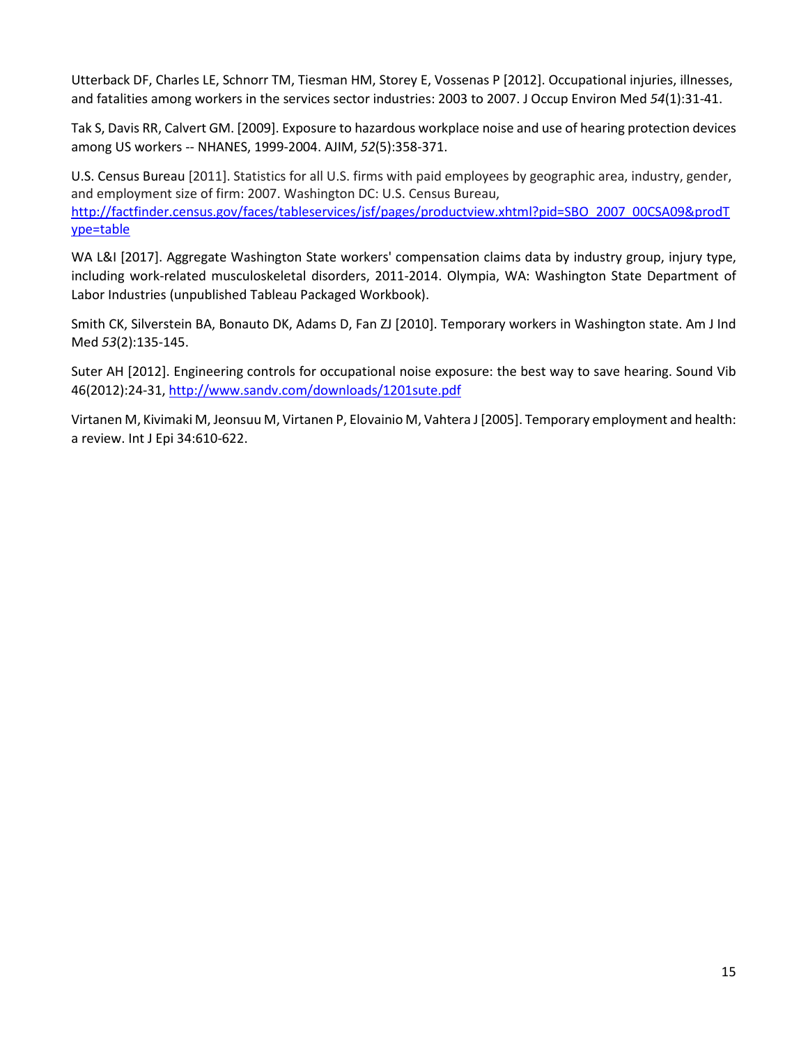Utterback DF, Charles LE, Schnorr TM, Tiesman HM, Storey E, Vossenas P [2012]. Occupational injuries, illnesses, and fatalities among workers in the services sector industries: 2003 to 2007. J Occup Environ Med *54*(1):31-41.

Tak S, Davis RR, Calvert GM. [2009]. Exposure to hazardous workplace noise and use of hearing protection devices among US workers -- NHANES, 1999-2004. AJIM, *52*(5):358-371.

U.S. Census Bureau [2011]. Statistics for all U.S. firms with paid employees by geographic area, industry, gender, and employment size of firm: 2007. Washington DC: U.S. Census Bureau, http://factfinder.census.gov/faces/tableservices/jsf/pages/productview.xhtml?pid=SBO_2007_00CSA09&prodType=table

WA L&I [2017]. Aggregate Washington State workers' compensation claims data by industry group, injury type, including work-related musculoskeletal disorders, 2011-2014. Olympia, WA: Washington State Department of Labor Industries (unpublished Tableau Packaged Workbook).

Smith CK, Silverstein BA, Bonauto DK, Adams D, Fan ZJ [2010]. Temporary workers in Washington state. Am J Ind Med *53*(2):135-145.

Suter AH [2012]. Engineering controls for occupational noise exposure: the best way to save hearing. Sound Vib 46(2012):24-31, http://www.sandv.com/downloads/1201sute.pdf

Virtanen M, Kivimaki M, Jeonsuu M, Virtanen P, Elovainio M, Vahtera J [2005]. Temporary employment and health: a review. Int J Epi 34:610-622.